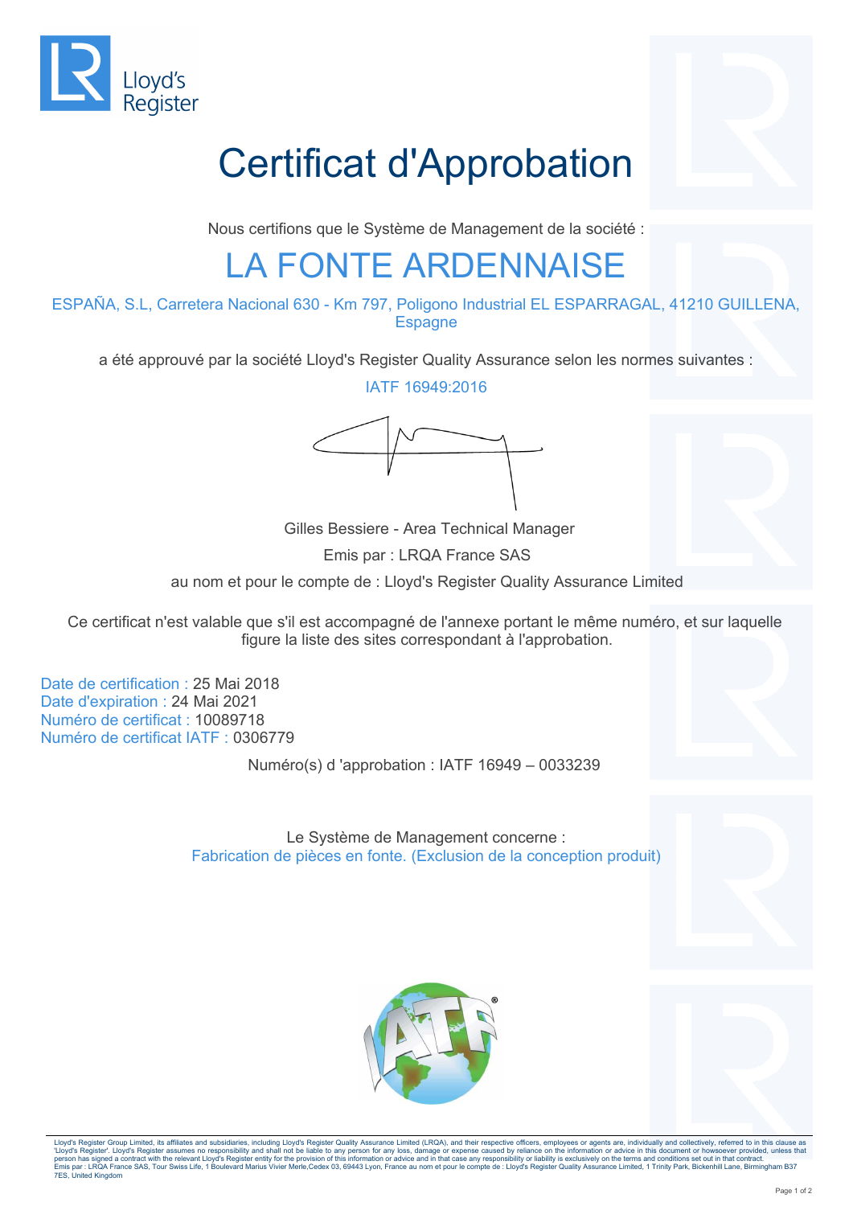Lloyd's Register

# Certificat d'Approbation

Nous certifions que le Système de Management de la société :

## LA FONTE ARDENNAISE

ESPAÑA, S.L, Carretera Nacional 630 - Km 797, Poligono Industrial EL ESPARRAGAL, 41210 GUILLENA, Espagne

a été approuvé par la société Lloyd's Register Quality Assurance selon les normes suivantes :

IATF 16949:2016

Gilles Bessiere - Area Technical Manager

Emis par : LRQA France SAS

au nom et pour le compte de : Lloyd's Register Quality Assurance Limited

Ce certificat n'est valable que s'il est accompagné de l'annexe portant le même numéro, et sur laquelle figure la liste des sites correspondant à l'approbation.

Date de certification : 25 Mai 2018
Date d'expiration : 24 Mai 2021
Numéro de certificat : 10089718
Numéro de certificat IATF : 0306779

Numéro(s) d 'approbation : IATF 16949 – 0033239

Le Système de Management concerne :
Fabrication de pièces en fonte. (Exclusion de la conception produit)

Lloyd's Register Group Limited, its affiliates and subsidiaries, including Lloyd's Register Quality Assurance Limited (LRQA), and their respective officers, employees or agents are, individually and collectively, referred to in this clause as 'Lloyd's Register'. Lloyd's Register assumes no responsibility and shall not be liable to any person for any loss, damage or expense caused by reliance on the information or advice in this document or howsoever provided, unless that person has signed a contract with the relevant Lloyd's Register entity for the provision of this information or advice and in that case any responsibility or liability is exclusively on the terms and conditions set out in that contract.
Emis par : LRQA France SAS, Tour Swiss Life, 1 Boulevard Marius Vivier Merle,Cedex 03, 69443 Lyon, France au nom et pour le compte de : Lloyd's Register Quality Assurance Limited, 1 Trinity Park, Bickenhill Lane, Birmingham B37 7ES, United Kingdom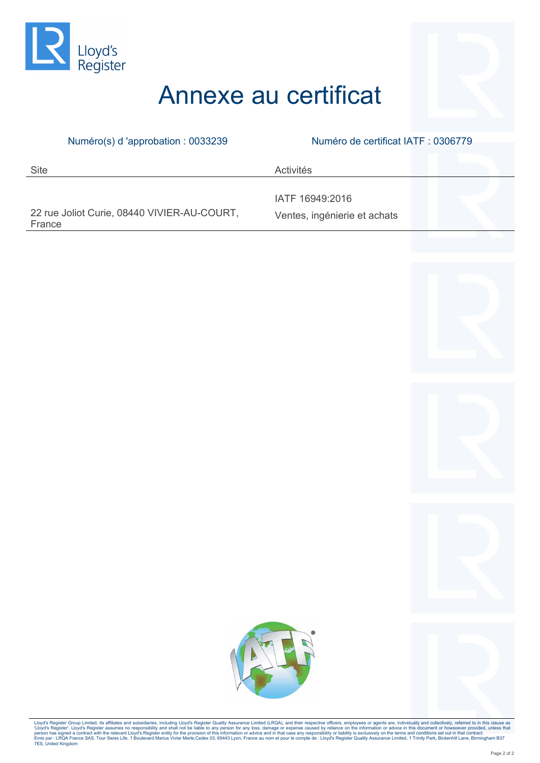# Annexe au certificat

Numéro(s) d 'approbation : 0033239

Numéro de certificat IATF : 0306779

| Site | Activités |
| --- | --- |
| 22 rue Joliot Curie, 08440 VIVIER-AU-COURT, France | IATF 16949:2016<br>Ventes, ingénierie et achats |

Lloyd's Register Group Limited, its affiliates and subsidiaries, including Lloyd's Register Quality Assurance Limited (LRQA), and their respective officers, employees or agents are, individually and collectively, referred to in this clause as 'Lloyd's Register'. Lloyd's Register assumes no responsibility and shall not be liable to any person for any loss, damage or expense caused by reliance on the information or advice in this document or howsoever provided, unless that person has signed a contract with the relevant Lloyd's Register entity for the provision of this information or advice and in that case any responsibility or liability is exclusively on the terms and conditions set out in that contract.
Emis par : LRQA France SAS, Tour Swiss Life, 1 Boulevard Marius Vivier Merle,Cedex 03, 69443 Lyon, France au nom et pour le compte de : Lloyd's Register Quality Assurance Limited, 1 Trinity Park, Bickenhill Lane, Birmingham B37 7ES, United Kingdom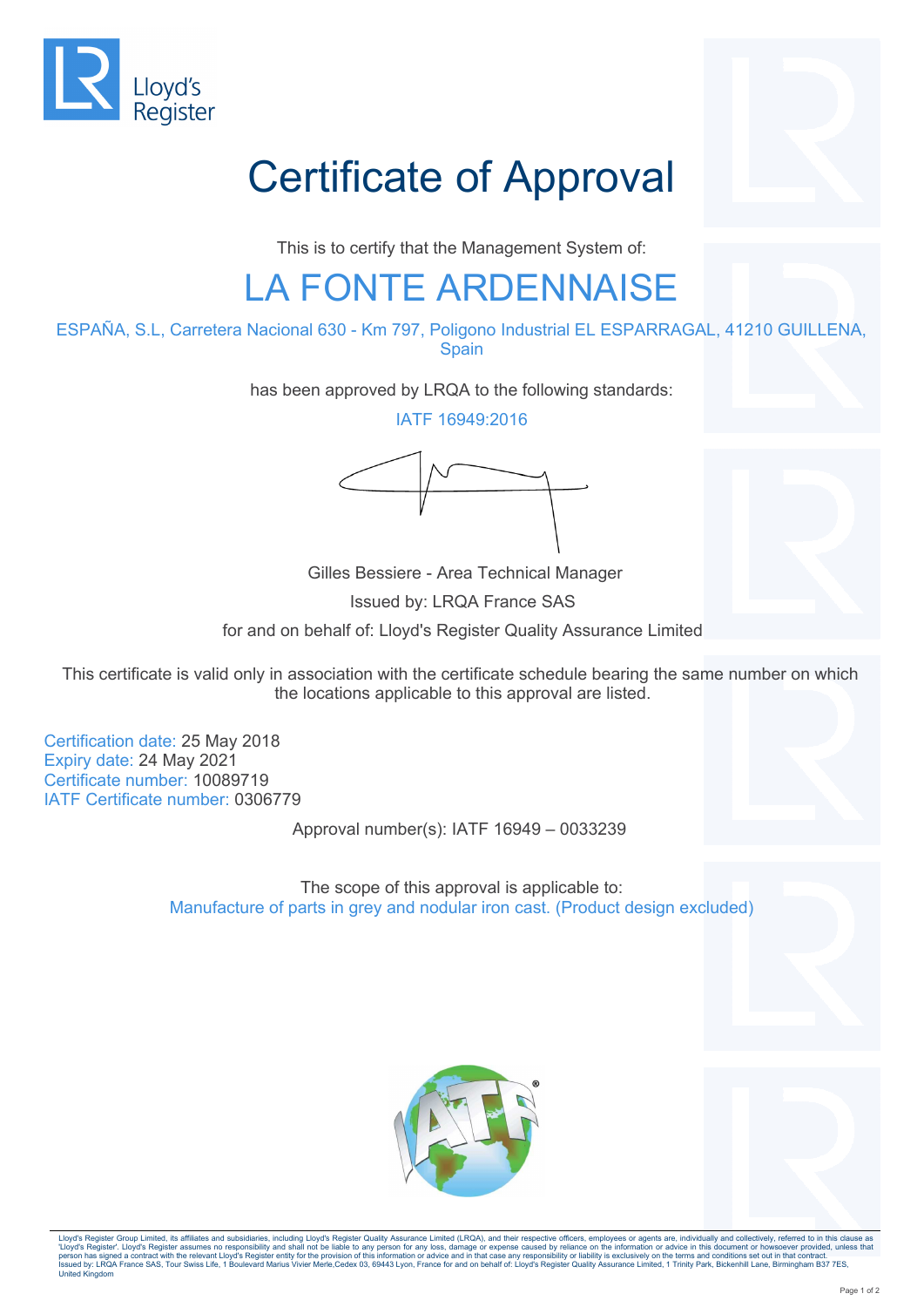Lloyd's Register

# Certificate of Approval

This is to certify that the Management System of:

## LA FONTE ARDENNAISE

ESPAÑA, S.L, Carretera Nacional 630 - Km 797, Poligono Industrial EL ESPARRAGAL, 41210 GUILLENA, Spain

has been approved by LRQA to the following standards:

IATF 16949:2016

Gilles Bessiere - Area Technical Manager

Issued by: LRQA France SAS

for and on behalf of: Lloyd's Register Quality Assurance Limited

This certificate is valid only in association with the certificate schedule bearing the same number on which the locations applicable to this approval are listed.

Certification date: 25 May 2018
Expiry date: 24 May 2021
Certificate number: 10089719
IATF Certificate number: 0306779

Approval number(s): IATF 16949 – 0033239

The scope of this approval is applicable to:
Manufacture of parts in grey and nodular iron cast. (Product design excluded)

Lloyd's Register Group Limited, its affiliates and subsidiaries, including Lloyd's Register Quality Assurance Limited (LRQA), and their respective officers, employees or agents are, individually and collectively, referred to in this clause as 'Lloyd's Register'. Lloyd's Register assumes no responsibility and shall not be liable to any person for any loss, damage or expense caused by reliance on the information or advice in this document or howsoever provided, unless that person has signed a contract with the relevant Lloyd's Register entity for the provision of this information or advice and in that case any responsibility or liability is exclusively on the terms and conditions set out in that contract.
Issued by: LRQA France SAS, Tour Swiss Life, 1 Boulevard Marius Vivier Merle,Cedex 03, 69443 Lyon, France for and on behalf of: Lloyd's Register Quality Assurance Limited, 1 Trinity Park, Bickenhill Lane, Birmingham B37 7ES, United Kingdom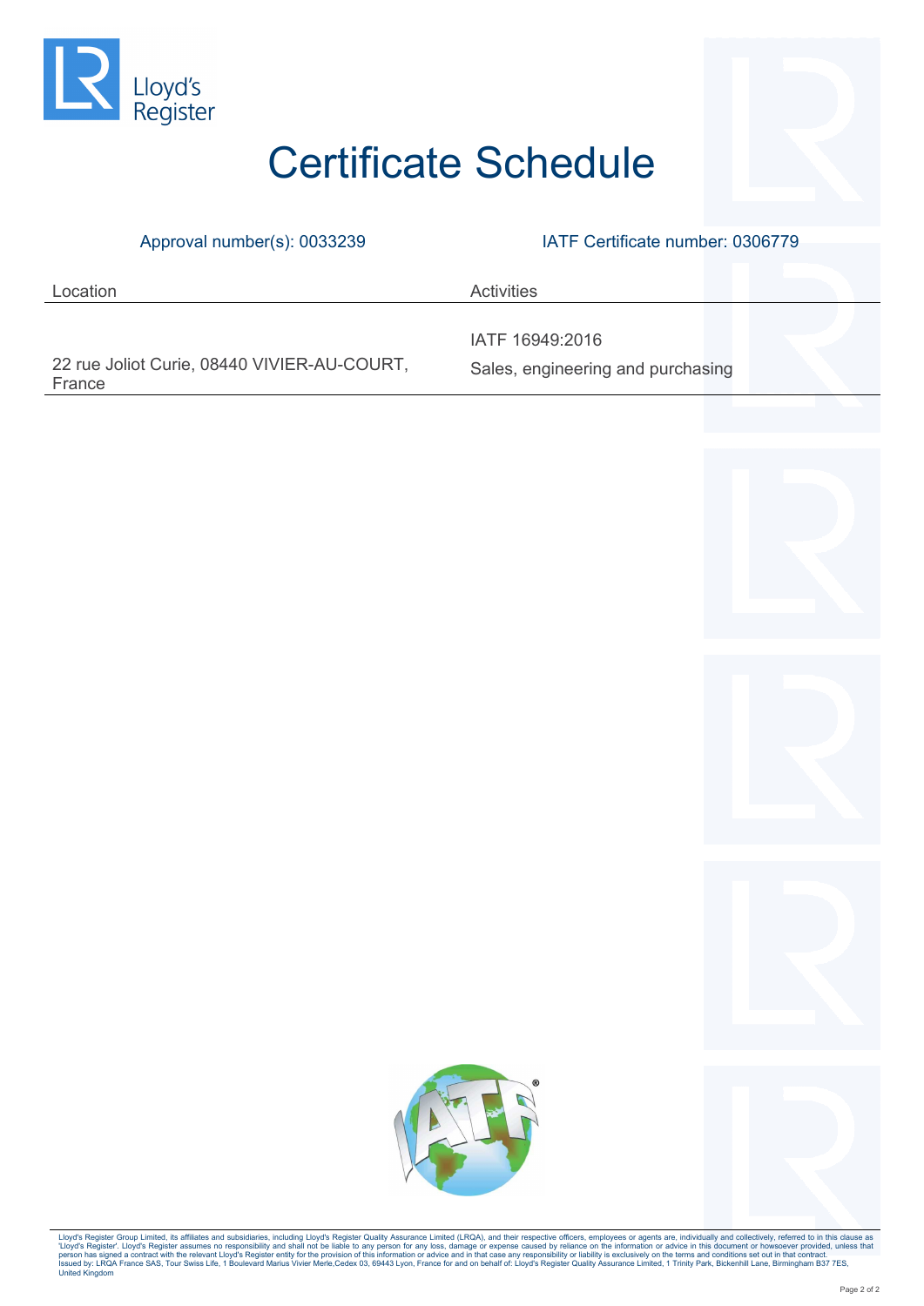# Certificate Schedule

Approval number(s): 0033239 — IATF Certificate number: 0306779

| Location | Activities |
|---|---|
| 22 rue Joliot Curie, 08440 VIVIER-AU-COURT, France | IATF 16949:2016<br>Sales, engineering and purchasing |

Lloyd's Register Group Limited, its affiliates and subsidiaries, including Lloyd's Register Quality Assurance Limited (LRQA), and their respective officers, employees or agents are, individually and collectively, referred to in this clause as 'Lloyd's Register'. Lloyd's Register assumes no responsibility and shall not be liable to any person for any loss, damage or expense caused by reliance on the information or advice in this document or howsoever provided, unless that person has signed a contract with the relevant Lloyd's Register entity for the provision of this information or advice and in that case any responsibility or liability is exclusively on the terms and conditions set out in that contract.
Issued by: LRQA France SAS, Tour Swiss Life, 1 Boulevard Marius Vivier Merle,Cedex 03, 69443 Lyon, France for and on behalf of: Lloyd's Register Quality Assurance Limited, 1 Trinity Park, Bickenhill Lane, Birmingham B37 7ES, United Kingdom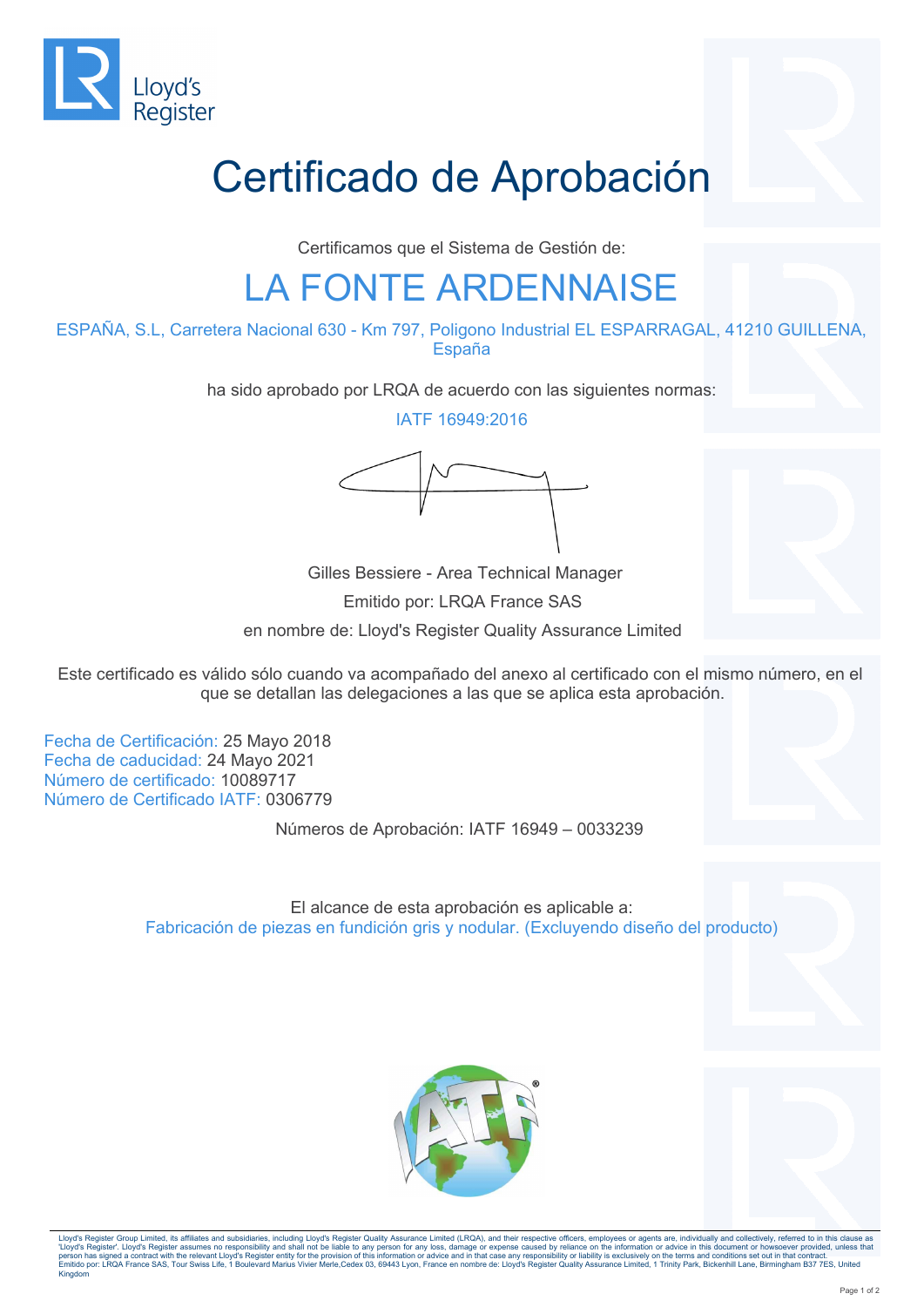Lloyd's Register

# Certificado de Aprobación

Certificamos que el Sistema de Gestión de:

## LA FONTE ARDENNAISE

ESPAÑA, S.L, Carretera Nacional 630 - Km 797, Poligono Industrial EL ESPARRAGAL, 41210 GUILLENA, España

ha sido aprobado por LRQA de acuerdo con las siguientes normas:

IATF 16949:2016

Gilles Bessiere - Area Technical Manager

Emitido por: LRQA France SAS

en nombre de: Lloyd's Register Quality Assurance Limited

Este certificado es válido sólo cuando va acompañado del anexo al certificado con el mismo número, en el que se detallan las delegaciones a las que se aplica esta aprobación.

Fecha de Certificación: 25 Mayo 2018
Fecha de caducidad: 24 Mayo 2021
Número de certificado: 10089717
Número de Certificado IATF: 0306779

Números de Aprobación: IATF 16949 – 0033239

El alcance de esta aprobación es aplicable a:
Fabricación de piezas en fundición gris y nodular. (Excluyendo diseño del producto)

Lloyd's Register Group Limited, its affiliates and subsidiaries, including Lloyd's Register Quality Assurance Limited (LRQA), and their respective officers, employees or agents are, individually and collectively, referred to in this clause as 'Lloyd's Register'. Lloyd's Register assumes no responsibility and shall not be liable to any person for any loss, damage or expense caused by reliance on the information or advice in this document or howsoever provided, unless that person has signed a contract with the relevant Lloyd's Register entity for the provision of this information or advice and in that case any responsibility or liability is exclusively on the terms and conditions set out in that contract.
Emitido por: LRQA France SAS, Tour Swiss Life, 1 Boulevard Marius Vivier Merle,Cedex 03, 69443 Lyon, France en nombre de: Lloyd's Register Quality Assurance Limited, 1 Trinity Park, Bickenhill Lane, Birmingham B37 7ES, United Kingdom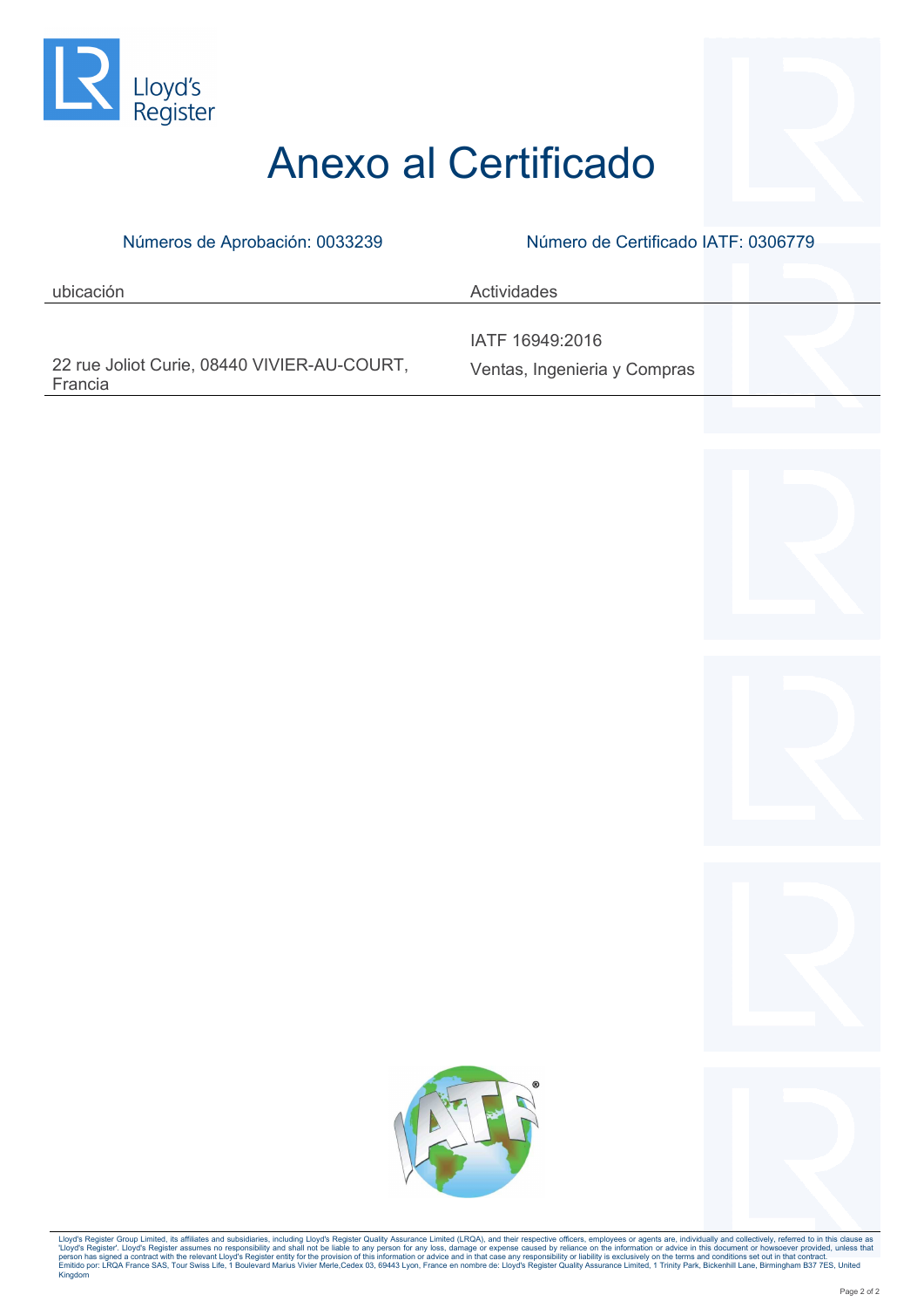# Anexo al Certificado

Números de Aprobación: 0033239

Número de Certificado IATF: 0306779

| ubicación | Actividades |
|---|---|
| 22 rue Joliot Curie, 08440 VIVIER-AU-COURT, Francia | IATF 16949:2016<br>Ventas, Ingenieria y Compras |

Lloyd's Register Group Limited, its affiliates and subsidiaries, including Lloyd's Register Quality Assurance Limited (LRQA), and their respective officers, employees or agents are, individually and collectively, referred to in this clause as 'Lloyd's Register'. Lloyd's Register assumes no responsibility and shall not be liable to any person for any loss, damage or expense caused by reliance on the information or advice in this document or howsoever provided, unless that person has signed a contract with the relevant Lloyd's Register entity for the provision of this information or advice and in that case any responsibility or liability is exclusively on the terms and conditions set out in that contract.
Emitido por: LRQA France SAS, Tour Swiss Life, 1 Boulevard Marius Vivier Merle,Cedex 03, 69443 Lyon, France en nombre de: Lloyd's Register Quality Assurance Limited, 1 Trinity Park, Bickenhill Lane, Birmingham B37 7ES, United Kingdom